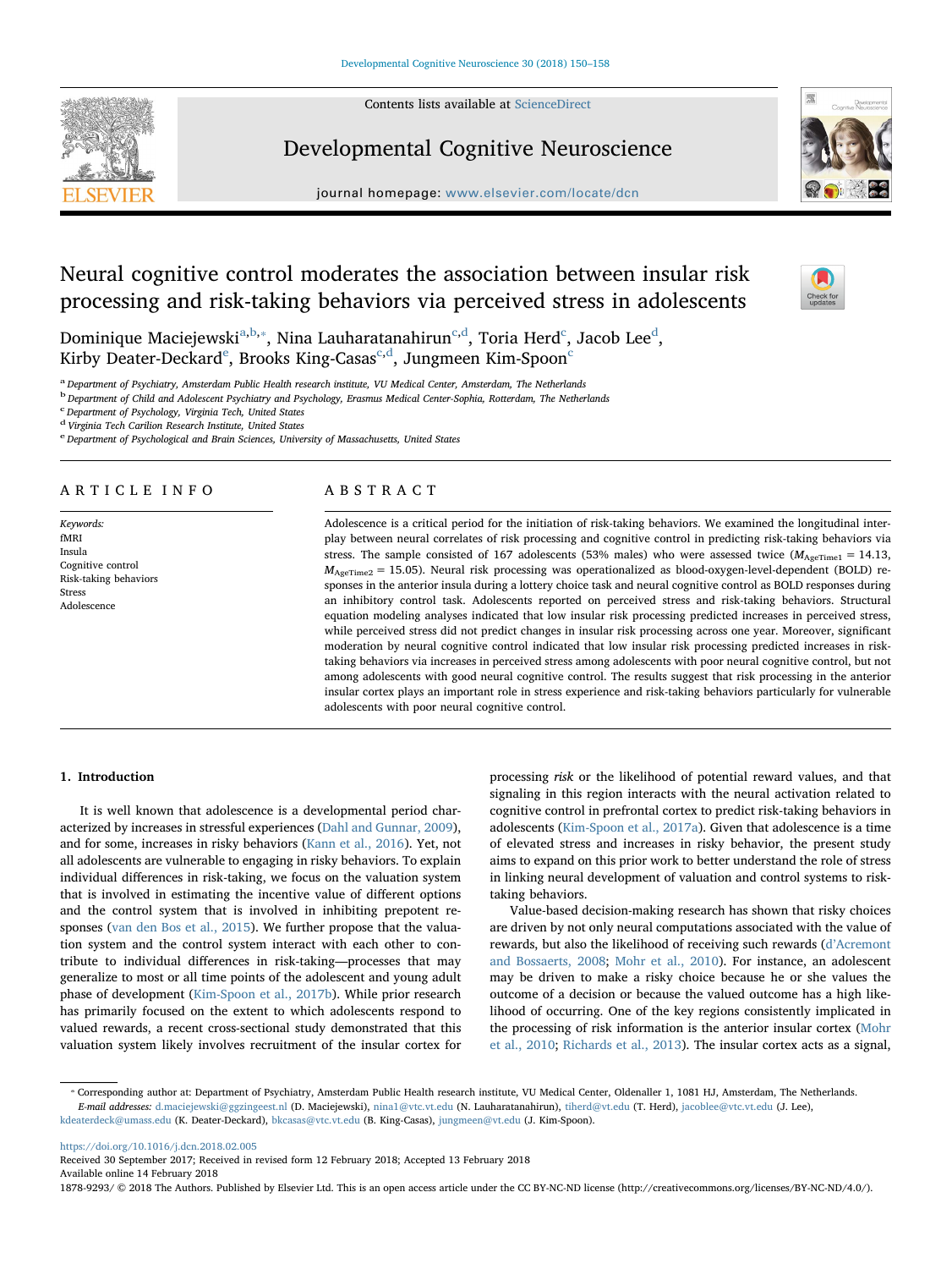# Neural cognitive control moderates the association between insular risk processing and risk-taking behaviors via perceived stress in adolescents

Dominique Maciejewski[a,b,*], Nina Lauharatanahirun[c,d], Toria Herd[c], Jacob Lee[d], Kirby Deater-Deckard[e], Brooks King-Casas[c,d], Jungmeen Kim-Spoon[c]

[a] Department of Psychiatry, Amsterdam Public Health research institute, VU Medical Center, Amsterdam, The Netherlands
[b] Department of Child and Adolescent Psychiatry and Psychology, Erasmus Medical Center-Sophia, Rotterdam, The Netherlands
[c] Department of Psychology, Virginia Tech, United States
[d] Virginia Tech Carilion Research Institute, United States
[e] Department of Psychological and Brain Sciences, University of Massachusetts, United States

## ARTICLE INFO

*Keywords:*
fMRI
Insula
Cognitive control
Risk-taking behaviors
Stress
Adolescence

## ABSTRACT

Adolescence is a critical period for the initiation of risk-taking behaviors. We examined the longitudinal interplay between neural correlates of risk processing and cognitive control in predicting risk-taking behaviors via stress. The sample consisted of 167 adolescents (53% males) who were assessed twice ($M_{AgeTime1}$ = 14.13, $M_{AgeTime2}$ = 15.05). Neural risk processing was operationalized as blood-oxygen-level-dependent (BOLD) responses in the anterior insula during a lottery choice task and neural cognitive control as BOLD responses during an inhibitory control task. Adolescents reported on perceived stress and risk-taking behaviors. Structural equation modeling analyses indicated that low insular risk processing predicted increases in perceived stress, while perceived stress did not predict changes in insular risk processing across one year. Moreover, significant moderation by neural cognitive control indicated that low insular risk processing predicted increases in risk-taking behaviors via increases in perceived stress among adolescents with poor neural cognitive control, but not among adolescents with good neural cognitive control. The results suggest that risk processing in the anterior insular cortex plays an important role in stress experience and risk-taking behaviors particularly for vulnerable adolescents with poor neural cognitive control.

## 1. Introduction

It is well known that adolescence is a developmental period characterized by increases in stressful experiences (Dahl and Gunnar, 2009), and for some, increases in risky behaviors (Kann et al., 2016). Yet, not all adolescents are vulnerable to engaging in risky behaviors. To explain individual differences in risk-taking, we focus on the valuation system that is involved in estimating the incentive value of different options and the control system that is involved in inhibiting prepotent responses (van den Bos et al., 2015). We further propose that the valuation system and the control system interact with each other to contribute to individual differences in risk-taking—processes that may generalize to most or all time points of the adolescent and young adult phase of development (Kim-Spoon et al., 2017b). While prior research has primarily focused on the extent to which adolescents respond to valued rewards, a recent cross-sectional study demonstrated that this valuation system likely involves recruitment of the insular cortex for processing *risk* or the likelihood of potential reward values, and that signaling in this region interacts with the neural activation related to cognitive control in prefrontal cortex to predict risk-taking behaviors in adolescents (Kim-Spoon et al., 2017a). Given that adolescence is a time of elevated stress and increases in risky behavior, the present study aims to expand on this prior work to better understand the role of stress in linking neural development of valuation and control systems to risk-taking behaviors.

Value-based decision-making research has shown that risky choices are driven by not only neural computations associated with the value of rewards, but also the likelihood of receiving such rewards (d'Acremont and Bossaerts, 2008; Mohr et al., 2010). For instance, an adolescent may be driven to make a risky choice because he or she values the outcome of a decision or because the valued outcome has a high likelihood of occurring. One of the key regions consistently implicated in the processing of risk information is the anterior insular cortex (Mohr et al., 2010; Richards et al., 2013). The insular cortex acts as a signal,

* Corresponding author at: Department of Psychiatry, Amsterdam Public Health research institute, VU Medical Center, Oldenaller 1, 1081 HJ, Amsterdam, The Netherlands.
*E-mail addresses:* d.maciejewski@ggzingeest.nl (D. Maciejewski), nina1@vtc.vt.edu (N. Lauharatanahirun), tiherd@vt.edu (T. Herd), jacoblee@vtc.vt.edu (J. Lee), kdeaterdeck@umass.edu (K. Deater-Deckard), bkcasas@vtc.vt.edu (B. King-Casas), jungmeen@vt.edu (J. Kim-Spoon).

https://doi.org/10.1016/j.dcn.2018.02.005
Received 30 September 2017; Received in revised form 12 February 2018; Accepted 13 February 2018
Available online 14 February 2018
1878-9293/ © 2018 The Authors. Published by Elsevier Ltd. This is an open access article under the CC BY-NC-ND license (http://creativecommons.org/licenses/BY-NC-ND/4.0/).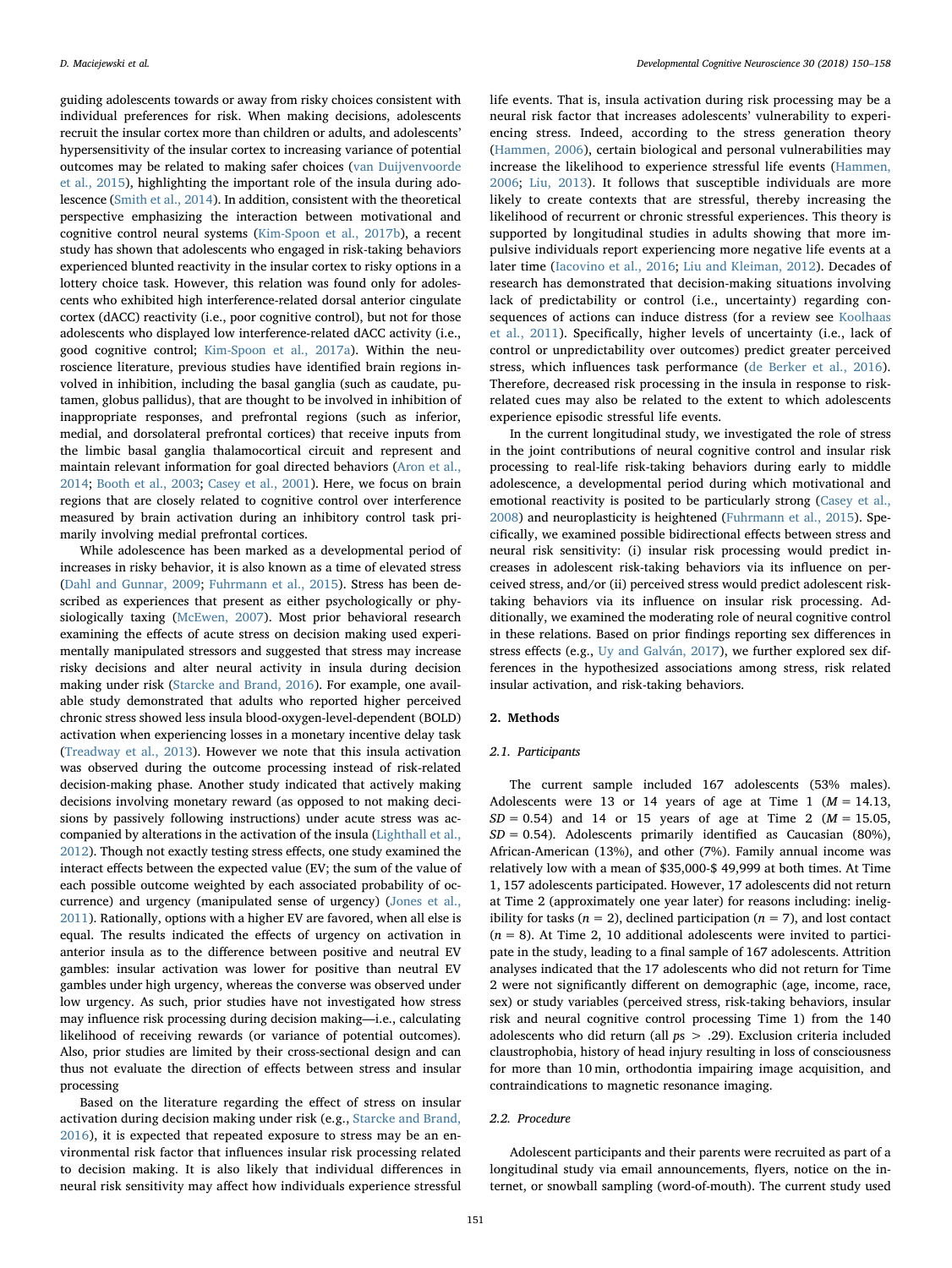guiding adolescents towards or away from risky choices consistent with individual preferences for risk. When making decisions, adolescents recruit the insular cortex more than children or adults, and adolescents' hypersensitivity of the insular cortex to increasing variance of potential outcomes may be related to making safer choices (van Duijvenvoorde et al., 2015), highlighting the important role of the insula during adolescence (Smith et al., 2014). In addition, consistent with the theoretical perspective emphasizing the interaction between motivational and cognitive control neural systems (Kim-Spoon et al., 2017b), a recent study has shown that adolescents who engaged in risk-taking behaviors experienced blunted reactivity in the insular cortex to risky options in a lottery choice task. However, this relation was found only for adolescents who exhibited high interference-related dorsal anterior cingulate cortex (dACC) reactivity (i.e., poor cognitive control), but not for those adolescents who displayed low interference-related dACC activity (i.e., good cognitive control; Kim-Spoon et al., 2017a). Within the neuroscience literature, previous studies have identified brain regions involved in inhibition, including the basal ganglia (such as caudate, putamen, globus pallidus), that are thought to be involved in inhibition of inappropriate responses, and prefrontal regions (such as inferior, medial, and dorsolateral prefrontal cortices) that receive inputs from the limbic basal ganglia thalamocortical circuit and represent and maintain relevant information for goal directed behaviors (Aron et al., 2014; Booth et al., 2003; Casey et al., 2001). Here, we focus on brain regions that are closely related to cognitive control over interference measured by brain activation during an inhibitory control task primarily involving medial prefrontal cortices.

While adolescence has been marked as a developmental period of increases in risky behavior, it is also known as a time of elevated stress (Dahl and Gunnar, 2009; Fuhrmann et al., 2015). Stress has been described as experiences that present as either psychologically or physiologically taxing (McEwen, 2007). Most prior behavioral research examining the effects of acute stress on decision making used experimentally manipulated stressors and suggested that stress may increase risky decisions and alter neural activity in insula during decision making under risk (Starcke and Brand, 2016). For example, one available study demonstrated that adults who reported higher perceived chronic stress showed less insula blood-oxygen-level-dependent (BOLD) activation when experiencing losses in a monetary incentive delay task (Treadway et al., 2013). However we note that this insula activation was observed during the outcome processing instead of risk-related decision-making phase. Another study indicated that actively making decisions involving monetary reward (as opposed to not making decisions by passively following instructions) under acute stress was accompanied by alterations in the activation of the insula (Lighthall et al., 2012). Though not exactly testing stress effects, one study examined the interact effects between the expected value (EV; the sum of the value of each possible outcome weighted by each associated probability of occurrence) and urgency (manipulated sense of urgency) (Jones et al., 2011). Rationally, options with a higher EV are favored, when all else is equal. The results indicated the effects of urgency on activation in anterior insula as to the difference between positive and neutral EV gambles: insular activation was lower for positive than neutral EV gambles under high urgency, whereas the converse was observed under low urgency. As such, prior studies have not investigated how stress may influence risk processing during decision making—i.e., calculating likelihood of receiving rewards (or variance of potential outcomes). Also, prior studies are limited by their cross-sectional design and can thus not evaluate the direction of effects between stress and insular processing

Based on the literature regarding the effect of stress on insular activation during decision making under risk (e.g., Starcke and Brand, 2016), it is expected that repeated exposure to stress may be an environmental risk factor that influences insular risk processing related to decision making. It is also likely that individual differences in neural risk sensitivity may affect how individuals experience stressful life events. That is, insula activation during risk processing may be a neural risk factor that increases adolescents' vulnerability to experiencing stress. Indeed, according to the stress generation theory (Hammen, 2006), certain biological and personal vulnerabilities may increase the likelihood to experience stressful life events (Hammen, 2006; Liu, 2013). It follows that susceptible individuals are more likely to create contexts that are stressful, thereby increasing the likelihood of recurrent or chronic stressful experiences. This theory is supported by longitudinal studies in adults showing that more impulsive individuals report experiencing more negative life events at a later time (Iacovino et al., 2016; Liu and Kleiman, 2012). Decades of research has demonstrated that decision-making situations involving lack of predictability or control (i.e., uncertainty) regarding consequences of actions can induce distress (for a review see Koolhaas et al., 2011). Specifically, higher levels of uncertainty (i.e., lack of control or unpredictability over outcomes) predict greater perceived stress, which influences task performance (de Berker et al., 2016). Therefore, decreased risk processing in the insula in response to risk-related cues may also be related to the extent to which adolescents experience episodic stressful life events.

In the current longitudinal study, we investigated the role of stress in the joint contributions of neural cognitive control and insular risk processing to real-life risk-taking behaviors during early to middle adolescence, a developmental period during which motivational and emotional reactivity is posited to be particularly strong (Casey et al., 2008) and neuroplasticity is heightened (Fuhrmann et al., 2015). Specifically, we examined possible bidirectional effects between stress and neural risk sensitivity: (i) insular risk processing would predict increases in adolescent risk-taking behaviors via its influence on perceived stress, and/or (ii) perceived stress would predict adolescent risk-taking behaviors via its influence on insular risk processing. Additionally, we examined the moderating role of neural cognitive control in these relations. Based on prior findings reporting sex differences in stress effects (e.g., Uy and Galván, 2017), we further explored sex differences in the hypothesized associations among stress, risk related insular activation, and risk-taking behaviors.

## 2. Methods

### 2.1. Participants

The current sample included 167 adolescents (53% males). Adolescents were 13 or 14 years of age at Time 1 ($M = 14.13$, $SD = 0.54$) and 14 or 15 years of age at Time 2 ($M = 15.05$, $SD = 0.54$). Adolescents primarily identified as Caucasian (80%), African-American (13%), and other (7%). Family annual income was relatively low with a mean of \$35,000-\$ 49,999 at both times. At Time 1, 157 adolescents participated. However, 17 adolescents did not return at Time 2 (approximately one year later) for reasons including: ineligibility for tasks ($n = 2$), declined participation ($n = 7$), and lost contact ($n = 8$). At Time 2, 10 additional adolescents were invited to participate in the study, leading to a final sample of 167 adolescents. Attrition analyses indicated that the 17 adolescents who did not return for Time 2 were not significantly different on demographic (age, income, race, sex) or study variables (perceived stress, risk-taking behaviors, insular risk and neural cognitive control processing Time 1) from the 140 adolescents who did return (all $ps > .29$). Exclusion criteria included claustrophobia, history of head injury resulting in loss of consciousness for more than 10 min, orthodontia impairing image acquisition, and contraindications to magnetic resonance imaging.

### 2.2. Procedure

Adolescent participants and their parents were recruited as part of a longitudinal study via email announcements, flyers, notice on the internet, or snowball sampling (word-of-mouth). The current study used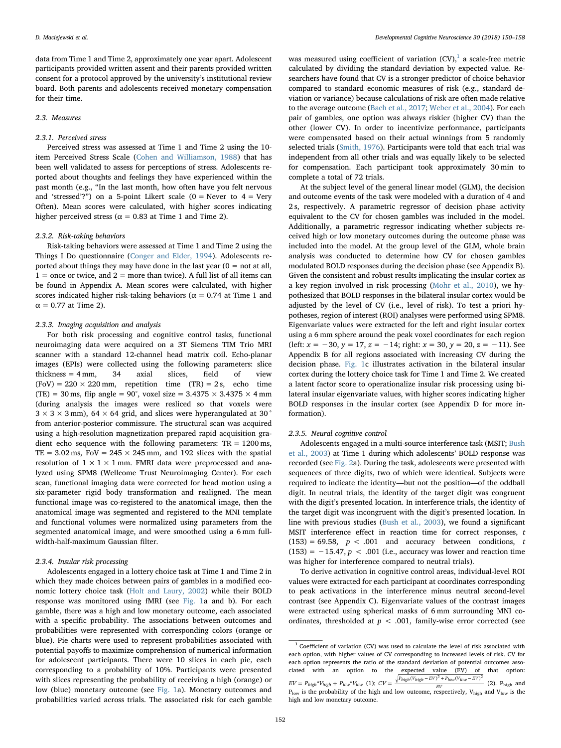data from Time 1 and Time 2, approximately one year apart. Adolescent participants provided written assent and their parents provided written consent for a protocol approved by the university's institutional review board. Both parents and adolescents received monetary compensation for their time.

### 2.3. Measures

#### 2.3.1. Perceived stress

Perceived stress was assessed at Time 1 and Time 2 using the 10-item Perceived Stress Scale (Cohen and Williamson, 1988) that has been well validated to assess for perceptions of stress. Adolescents reported about thoughts and feelings they have experienced within the past month (e.g., "In the last month, how often have you felt nervous and 'stressed'?") on a 5-point Likert scale (0 = Never to 4 = Very Often). Mean scores were calculated, with higher scores indicating higher perceived stress ($\alpha = 0.83$ at Time 1 and Time 2).

#### 2.3.2. Risk-taking behaviors

Risk-taking behaviors were assessed at Time 1 and Time 2 using the Things I Do questionnaire (Conger and Elder, 1994). Adolescents reported about things they may have done in the last year (0 = not at all, 1 = once or twice, and 2 = more than twice). A full list of all items can be found in Appendix A. Mean scores were calculated, with higher scores indicated higher risk-taking behaviors ($\alpha = 0.74$ at Time 1 and $\alpha = 0.77$ at Time 2).

#### 2.3.3. Imaging acquisition and analysis

For both risk processing and cognitive control tasks, functional neuroimaging data were acquired on a 3T Siemens TIM Trio MRI scanner with a standard 12-channel head matrix coil. Echo-planar images (EPIs) were collected using the following parameters: slice thickness = 4 mm, 34 axial slices, field of view (FoV) = 220 × 220 mm, repetition time (TR) = 2 s, echo time (TE) = 30 ms, flip angle = 90°, voxel size = 3.4375 × 3.4375 × 4 mm (during analysis the images were resliced so that voxels were 3 × 3 × 3 mm), 64 × 64 grid, and slices were hyperangulated at 30° from anterior-posterior commissure. The structural scan was acquired using a high-resolution magnetization prepared rapid acquisition gradient echo sequence with the following parameters: TR = 1200 ms, TE = 3.02 ms, FoV = 245 × 245 mm, and 192 slices with the spatial resolution of 1 × 1 × 1 mm. FMRI data were preprocessed and analyzed using SPM8 (Wellcome Trust Neuroimaging Center). For each scan, functional imaging data were corrected for head motion using a six-parameter rigid body transformation and realigned. The mean functional image was co-registered to the anatomical image, then the anatomical image was segmented and registered to the MNI template and functional volumes were normalized using parameters from the segmented anatomical image, and were smoothed using a 6 mm full-width-half-maximum Gaussian filter.

#### 2.3.4. Insular risk processing

Adolescents engaged in a lottery choice task at Time 1 and Time 2 in which they made choices between pairs of gambles in a modified economic lottery choice task (Holt and Laury, 2002) while their BOLD response was monitored using fMRI (see Fig. 1a and b). For each gamble, there was a high and low monetary outcome, each associated with a specific probability. The associations between outcomes and probabilities were represented with corresponding colors (orange or blue). Pie charts were used to represent probabilities associated with potential payoffs to maximize comprehension of numerical information for adolescent participants. There were 10 slices in each pie, each corresponding to a probability of 10%. Participants were presented with slices representing the probability of receiving a high (orange) or low (blue) monetary outcome (see Fig. 1a). Monetary outcomes and probabilities varied across trials. The associated risk for each gamble was measured using coefficient of variation (CV),[1] a scale-free metric calculated by dividing the standard deviation by expected value. Researchers have found that CV is a stronger predictor of choice behavior compared to standard economic measures of risk (e.g., standard deviation or variance) because calculations of risk are often made relative to the average outcome (Bach et al., 2017; Weber et al., 2004). For each pair of gambles, one option was always riskier (higher CV) than the other (lower CV). In order to incentivize performance, participants were compensated based on their actual winnings from 5 randomly selected trials (Smith, 1976). Participants were told that each trial was independent from all other trials and was equally likely to be selected for compensation. Each participant took approximately 30 min to complete a total of 72 trials.

At the subject level of the general linear model (GLM), the decision and outcome events of the task were modeled with a duration of 4 and 2 s, respectively. A parametric regressor of decision phase activity equivalent to the CV for chosen gambles was included in the model. Additionally, a parametric regressor indicating whether subjects received high or low monetary outcomes during the outcome phase was included into the model. At the group level of the GLM, whole brain analysis was conducted to determine how CV for chosen gambles modulated BOLD responses during the decision phase (see Appendix B). Given the consistent and robust results implicating the insular cortex as a key region involved in risk processing (Mohr et al., 2010), we hypothesized that BOLD responses in the bilateral insular cortex would be adjusted by the level of CV (i.e., level of risk). To test a priori hypotheses, region of interest (ROI) analyses were performed using SPM8. Eigenvariate values were extracted for the left and right insular cortex using a 6 mm sphere around the peak voxel coordinates for each region (left: $x = -30$, $y = 17$, $z = -14$; right: $x = 30$, $y = 20$, $z = -11$). See Appendix B for all regions associated with increasing CV during the decision phase. Fig. 1c illustrates activation in the bilateral insular cortex during the lottery choice task for Time 1 and Time 2. We created a latent factor score to operationalize insular risk processing using bilateral insular eigenvariate values, with higher scores indicating higher BOLD responses in the insular cortex (see Appendix D for more information).

#### 2.3.5. Neural cognitive control

Adolescents engaged in a multi-source interference task (MSIT; Bush et al., 2003) at Time 1 during which adolescents' BOLD response was recorded (see Fig. 2a). During the task, adolescents were presented with sequences of three digits, two of which were identical. Subjects were required to indicate the identity—but not the position—of the oddball digit. In neutral trials, the identity of the target digit was congruent with the digit's presented location. In interference trials, the identity of the target digit was incongruent with the digit's presented location. In line with previous studies (Bush et al., 2003), we found a significant MSIT interference effect in reaction time for correct responses, $t(153) = 69.58$, $p < .001$ and accuracy between conditions, $t(153) = -15.47$, $p < .001$ (i.e., accuracy was lower and reaction time was higher for interference compared to neutral trials).

To derive activation in cognitive control areas, individual-level ROI values were extracted for each participant at coordinates corresponding to peak activations in the interference minus neutral second-level contrast (see Appendix C). Eigenvariate values of the contrast images were extracted using spherical masks of 6 mm surrounding MNI coordinates, thresholded at $p < .001$, family-wise error corrected (see

---

[1] Coefficient of variation (CV) was used to calculate the level of risk associated with each option, with higher values of CV corresponding to increased levels of risk. CV for each option represents the ratio of the standard deviation of potential outcomes associated with an option to the expected value (EV) of that option: $EV = P_{high}{*}V_{high} + P_{low}{*}V_{low}$ (1); $CV = \frac{\sqrt{P_{high}(V_{high} - EV)^2 + P_{low}(V_{low} - EV)^2}}{EV}$ (2). $P_{high}$ and $P_{low}$ is the probability of the high and low outcome, respectively, $V_{high}$ and $V_{low}$ is the high and low monetary outcome.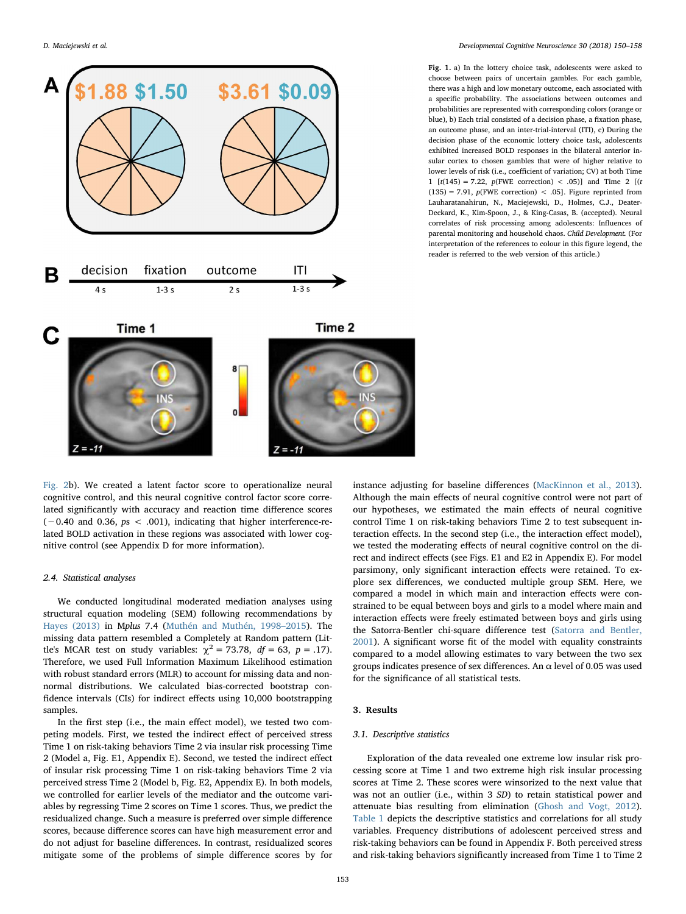**Fig. 1.** a) In the lottery choice task, adolescents were asked to choose between pairs of uncertain gambles. For each gamble, there was a high and low monetary outcome, each associated with a specific probability. The associations between outcomes and probabilities are represented with corresponding colors (orange or blue), b) Each trial consisted of a decision phase, a fixation phase, an outcome phase, and an inter-trial-interval (ITI), c) During the decision phase of the economic lottery choice task, adolescents exhibited increased BOLD responses in the bilateral anterior insular cortex to chosen gambles that were of higher relative to lower levels of risk (i.e., coefficient of variation; CV) at both Time 1 [$t(145) = 7.22$, $p$(FWE correction) $< .05$)] and Time 2 [($t(135) = 7.91$, $p$(FWE correction) $< .05$]. Figure reprinted from Lauharatanahirun, N., Maciejewski, D., Holmes, C.J., Deater-Deckard, K., Kim-Spoon, J., & King-Casas, B. (accepted). Neural correlates of risk processing among adolescents: Influences of parental monitoring and household chaos. *Child Development.* (For interpretation of the references to colour in this figure legend, the reader is referred to the web version of this article.)

Fig. 2b). We created a latent factor score to operationalize neural cognitive control, and this neural cognitive control factor score correlated significantly with accuracy and reaction time difference scores (−0.40 and 0.36, $ps < .001$), indicating that higher interference-related BOLD activation in these regions was associated with lower cognitive control (see Appendix D for more information).

### 2.4. Statistical analyses

We conducted longitudinal moderated mediation analyses using structural equation modeling (SEM) following recommendations by Hayes (2013) in M*plus* 7.4 (Muthén and Muthén, 1998–2015). The missing data pattern resembled a Completely at Random pattern (Little's MCAR test on study variables: $\chi^2 = 73.78$, $df = 63$, $p = .17$). Therefore, we used Full Information Maximum Likelihood estimation with robust standard errors (MLR) to account for missing data and non-normal distributions. We calculated bias-corrected bootstrap confidence intervals (CIs) for indirect effects using 10,000 bootstrapping samples.

In the first step (i.e., the main effect model), we tested two competing models. First, we tested the indirect effect of perceived stress Time 1 on risk-taking behaviors Time 2 via insular risk processing Time 2 (Model a, Fig. E1, Appendix E). Second, we tested the indirect effect of insular risk processing Time 1 on risk-taking behaviors Time 2 via perceived stress Time 2 (Model b, Fig. E2, Appendix E). In both models, we controlled for earlier levels of the mediator and the outcome variables by regressing Time 2 scores on Time 1 scores. Thus, we predict the residualized change. Such a measure is preferred over simple difference scores, because difference scores can have high measurement error and do not adjust for baseline differences. In contrast, residualized scores mitigate some of the problems of simple difference scores by for instance adjusting for baseline differences (MacKinnon et al., 2013). Although the main effects of neural cognitive control were not part of our hypotheses, we estimated the main effects of neural cognitive control Time 1 on risk-taking behaviors Time 2 to test subsequent interaction effects. In the second step (i.e., the interaction effect model), we tested the moderating effects of neural cognitive control on the direct and indirect effects (see Figs. E1 and E2 in Appendix E). For model parsimony, only significant interaction effects were retained. To explore sex differences, we conducted multiple group SEM. Here, we compared a model in which main and interaction effects were constrained to be equal between boys and girls to a model where main and interaction effects were freely estimated between boys and girls using the Satorra-Bentler chi-square difference test (Satorra and Bentler, 2001). A significant worse fit of the model with equality constraints compared to a model allowing estimates to vary between the two sex groups indicates presence of sex differences. An α level of 0.05 was used for the significance of all statistical tests.

## 3. Results

### 3.1. Descriptive statistics

Exploration of the data revealed one extreme low insular risk processing score at Time 1 and two extreme high risk insular processing scores at Time 2. These scores were winsorized to the next value that was not an outlier (i.e., within 3 *SD*) to retain statistical power and attenuate bias resulting from elimination (Ghosh and Vogt, 2012). Table 1 depicts the descriptive statistics and correlations for all study variables. Frequency distributions of adolescent perceived stress and risk-taking behaviors can be found in Appendix F. Both perceived stress and risk-taking behaviors significantly increased from Time 1 to Time 2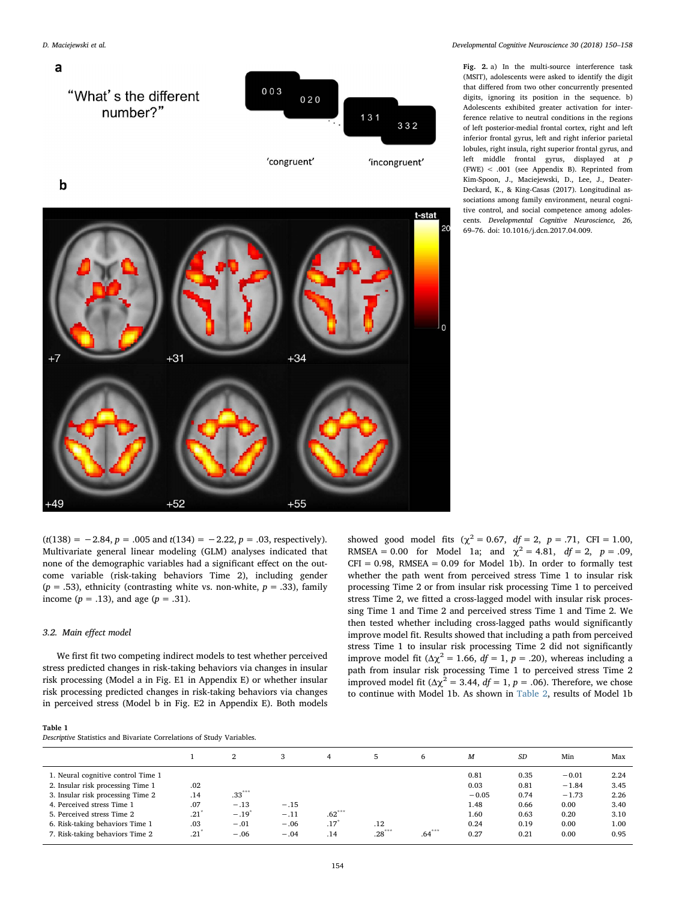Fig. 2. a) In the multi-source interference task (MSIT), adolescents were asked to identify the digit that differed from two other concurrently presented digits, ignoring its position in the sequence. b) Adolescents exhibited greater activation for interference relative to neutral conditions in the regions of left posterior-medial frontal cortex, right and left inferior frontal gyrus, left and right inferior parietal lobules, right insula, right superior frontal gyrus, and left middle frontal gyrus, displayed at $p$ (FWE) < .001 (see Appendix B). Reprinted from Kim-Spoon, J., Maciejewski, D., Lee, J., Deater-Deckard, K., & King-Casas (2017). Longitudinal associations among family environment, neural cognitive control, and social competence among adolescents. *Developmental Cognitive Neuroscience, 26*, 69–76. doi: 10.1016/j.dcn.2017.04.009.

($t(138) = -2.84$, $p = .005$ and $t(134) = -2.22$, $p = .03$, respectively). Multivariate general linear modeling (GLM) analyses indicated that none of the demographic variables had a significant effect on the outcome variable (risk-taking behaviors Time 2), including gender ($p = .53$), ethnicity (contrasting white vs. non-white, $p = .33$), family income ($p = .13$), and age ($p = .31$).

### 3.2. Main effect model

We first fit two competing indirect models to test whether perceived stress predicted changes in risk-taking behaviors via changes in insular risk processing (Model a in Fig. E1 in Appendix E) or whether insular risk processing predicted changes in risk-taking behaviors via changes in perceived stress (Model b in Fig. E2 in Appendix E). Both models showed good model fits ($\chi^2 = 0.67$, $df = 2$, $p = .71$, CFI = 1.00, RMSEA = 0.00 for Model 1a; and $\chi^2 = 4.81$, $df = 2$, $p = .09$, CFI = 0.98, RMSEA = 0.09 for Model 1b). In order to formally test whether the path went from perceived stress Time 1 to insular risk processing Time 2 or from insular risk processing Time 1 to perceived stress Time 2, we fitted a cross-lagged model with insular risk processing Time 1 and Time 2 and perceived stress Time 1 and Time 2. We then tested whether including cross-lagged paths would significantly improve model fit. Results showed that including a path from perceived stress Time 1 to insular risk processing Time 2 did not significantly improve model fit ($\Delta\chi^2 = 1.66$, $df = 1$, $p = .20$), whereas including a path from insular risk processing Time 1 to perceived stress Time 2 improved model fit ($\Delta\chi^2 = 3.44$, $df = 1$, $p = .06$). Therefore, we chose to continue with Model 1b. As shown in Table 2, results of Model 1b

**Table 1**
*Descriptive* Statistics and Bivariate Correlations of Study Variables.

| | 1 | 2 | 3 | 4 | 5 | 6 | *M* | *SD* | Min | Max |
|---|---|---|---|---|---|---|---|---|---|---|
| 1. Neural cognitive control Time 1 | | | | | | | 0.81 | 0.35 | −0.01 | 2.24 |
| 2. Insular risk processing Time 1 | .02 | | | | | | 0.03 | 0.81 | −1.84 | 3.45 |
| 3. Insular risk processing Time 2 | .14 | .33*** | | | | | −0.05 | 0.74 | −1.73 | 2.26 |
| 4. Perceived stress Time 1 | .07 | −.13 | −.15 | | | | 1.48 | 0.66 | 0.00 | 3.40 |
| 5. Perceived stress Time 2 | .21* | −.19* | −.11 | .62*** | | | 1.60 | 0.63 | 0.20 | 3.10 |
| 6. Risk-taking behaviors Time 1 | .03 | −.01 | −.06 | .17* | .12 | | 0.24 | 0.19 | 0.00 | 1.00 |
| 7. Risk-taking behaviors Time 2 | .21* | −.06 | −.04 | .14 | .28*** | .64*** | 0.27 | 0.21 | 0.00 | 0.95 |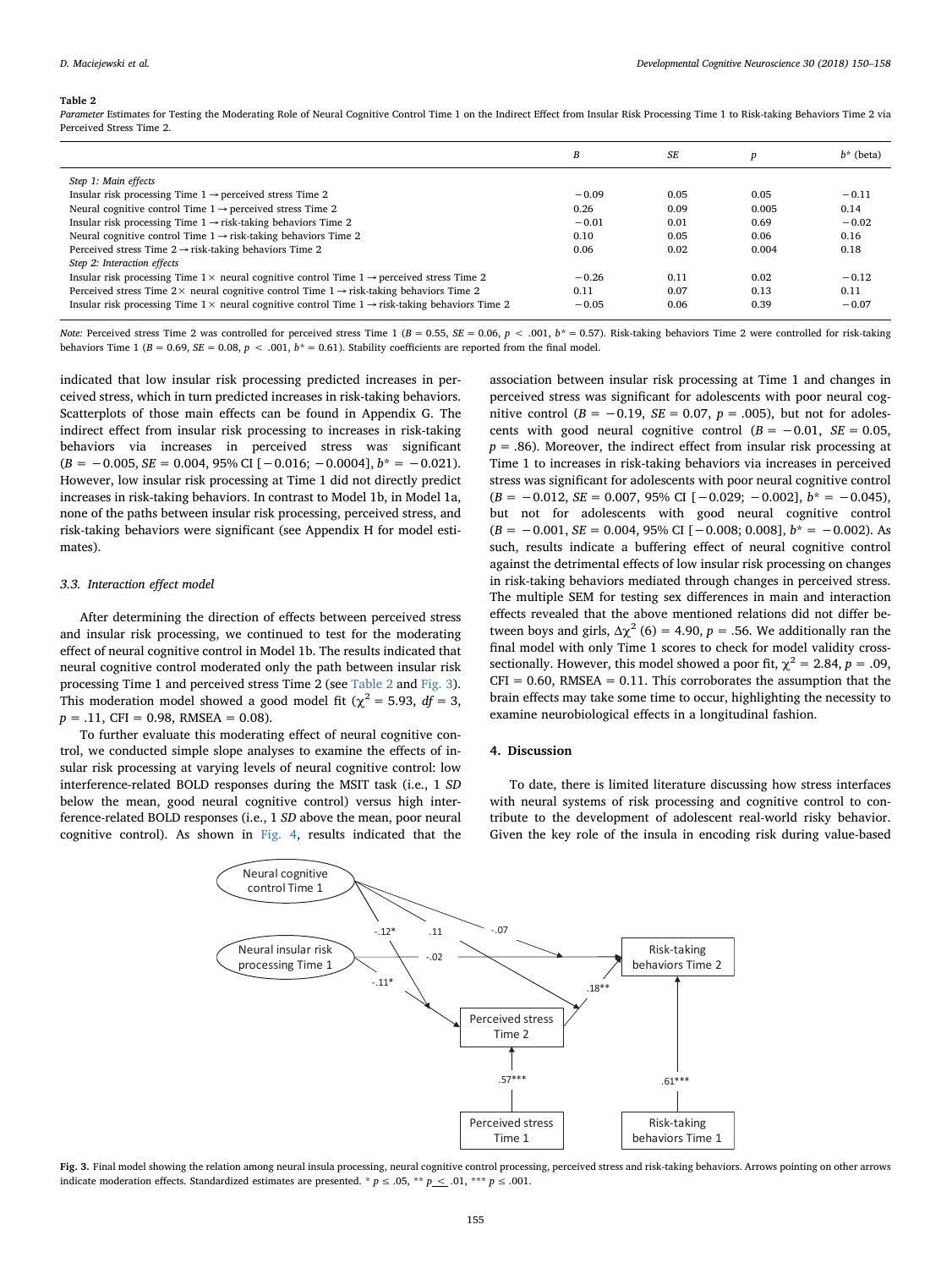**Table 2**

*Parameter* Estimates for Testing the Moderating Role of Neural Cognitive Control Time 1 on the Indirect Effect from Insular Risk Processing Time 1 to Risk-taking Behaviors Time 2 via Perceived Stress Time 2.

| | *B* | *SE* | *p* | *b\** (beta) |
|---|---|---|---|---|
| *Step 1: Main effects* | | | | |
| Insular risk processing Time 1 → perceived stress Time 2 | −0.09 | 0.05 | 0.05 | −0.11 |
| Neural cognitive control Time 1 → perceived stress Time 2 | 0.26 | 0.09 | 0.005 | 0.14 |
| Insular risk processing Time 1 → risk-taking behaviors Time 2 | −0.01 | 0.01 | 0.69 | −0.02 |
| Neural cognitive control Time 1 → risk-taking behaviors Time 2 | 0.10 | 0.05 | 0.06 | 0.16 |
| Perceived stress Time 2 → risk-taking behaviors Time 2 | 0.06 | 0.02 | 0.004 | 0.18 |
| *Step 2: Interaction effects* | | | | |
| Insular risk processing Time 1 × neural cognitive control Time 1 → perceived stress Time 2 | −0.26 | 0.11 | 0.02 | −0.12 |
| Perceived stress Time 2 × neural cognitive control Time 1 → risk-taking behaviors Time 2 | 0.11 | 0.07 | 0.13 | 0.11 |
| Insular risk processing Time 1 × neural cognitive control Time 1 → risk-taking behaviors Time 2 | −0.05 | 0.06 | 0.39 | −0.07 |

*Note:* Perceived stress Time 2 was controlled for perceived stress Time 1 ($B = 0.55$, $SE = 0.06$, $p < .001$, $b^* = 0.57$). Risk-taking behaviors Time 2 were controlled for risk-taking behaviors Time 1 ($B = 0.69$, $SE = 0.08$, $p < .001$, $b^* = 0.61$). Stability coefficients are reported from the final model.

indicated that low insular risk processing predicted increases in perceived stress, which in turn predicted increases in risk-taking behaviors. Scatterplots of those main effects can be found in Appendix G. The indirect effect from insular risk processing to increases in risk-taking behaviors via increases in perceived stress was significant ($B = -0.005$, $SE = 0.004$, 95% CI [−0.016; −0.0004], $b^* = -0.021$). However, low insular risk processing at Time 1 did not directly predict increases in risk-taking behaviors. In contrast to Model 1b, in Model 1a, none of the paths between insular risk processing, perceived stress, and risk-taking behaviors were significant (see Appendix H for model estimates).

### 3.3. Interaction effect model

After determining the direction of effects between perceived stress and insular risk processing, we continued to test for the moderating effect of neural cognitive control in Model 1b. The results indicated that neural cognitive control moderated only the path between insular risk processing Time 1 and perceived stress Time 2 (see Table 2 and Fig. 3). This moderation model showed a good model fit ($\chi^2 = 5.93$, $df = 3$, $p = .11$, CFI = 0.98, RMSEA = 0.08).

To further evaluate this moderating effect of neural cognitive control, we conducted simple slope analyses to examine the effects of insular risk processing at varying levels of neural cognitive control: low interference-related BOLD responses during the MSIT task (i.e., 1 *SD* below the mean, good neural cognitive control) versus high interference-related BOLD responses (i.e., 1 *SD* above the mean, poor neural cognitive control). As shown in Fig. 4, results indicated that the association between insular risk processing at Time 1 and changes in perceived stress was significant for adolescents with poor neural cognitive control ($B = -0.19$, $SE = 0.07$, $p = .005$), but not for adolescents with good neural cognitive control ($B = -0.01$, $SE = 0.05$, $p = .86$). Moreover, the indirect effect from insular risk processing at Time 1 to increases in risk-taking behaviors via increases in perceived stress was significant for adolescents with poor neural cognitive control ($B = -0.012$, $SE = 0.007$, 95% CI [−0.029; −0.002], $b^* = -0.045$), but not for adolescents with good neural cognitive control ($B = -0.001$, $SE = 0.004$, 95% CI [−0.008; 0.008], $b^* = -0.002$). As such, results indicate a buffering effect of neural cognitive control against the detrimental effects of low insular risk processing on changes in risk-taking behaviors mediated through changes in perceived stress. The multiple SEM for testing sex differences in main and interaction effects revealed that the above mentioned relations did not differ between boys and girls, $\Delta\chi^2$ (6) = 4.90, $p = .56$. We additionally ran the final model with only Time 1 scores to check for model validity cross-sectionally. However, this model showed a poor fit, $\chi^2 = 2.84$, $p = .09$, CFI = 0.60, RMSEA = 0.11. This corroborates the assumption that the brain effects may take some time to occur, highlighting the necessity to examine neurobiological effects in a longitudinal fashion.

## 4. Discussion

To date, there is limited literature discussing how stress interfaces with neural systems of risk processing and cognitive control to contribute to the development of adolescent real-world risky behavior. Given the key role of the insula in encoding risk during value-based

**Fig. 3.** Final model showing the relation among neural insula processing, neural cognitive control processing, perceived stress and risk-taking behaviors. Arrows pointing on other arrows indicate moderation effects. Standardized estimates are presented. * $p \leq .05$, ** $p \leq .01$, *** $p \leq .001$.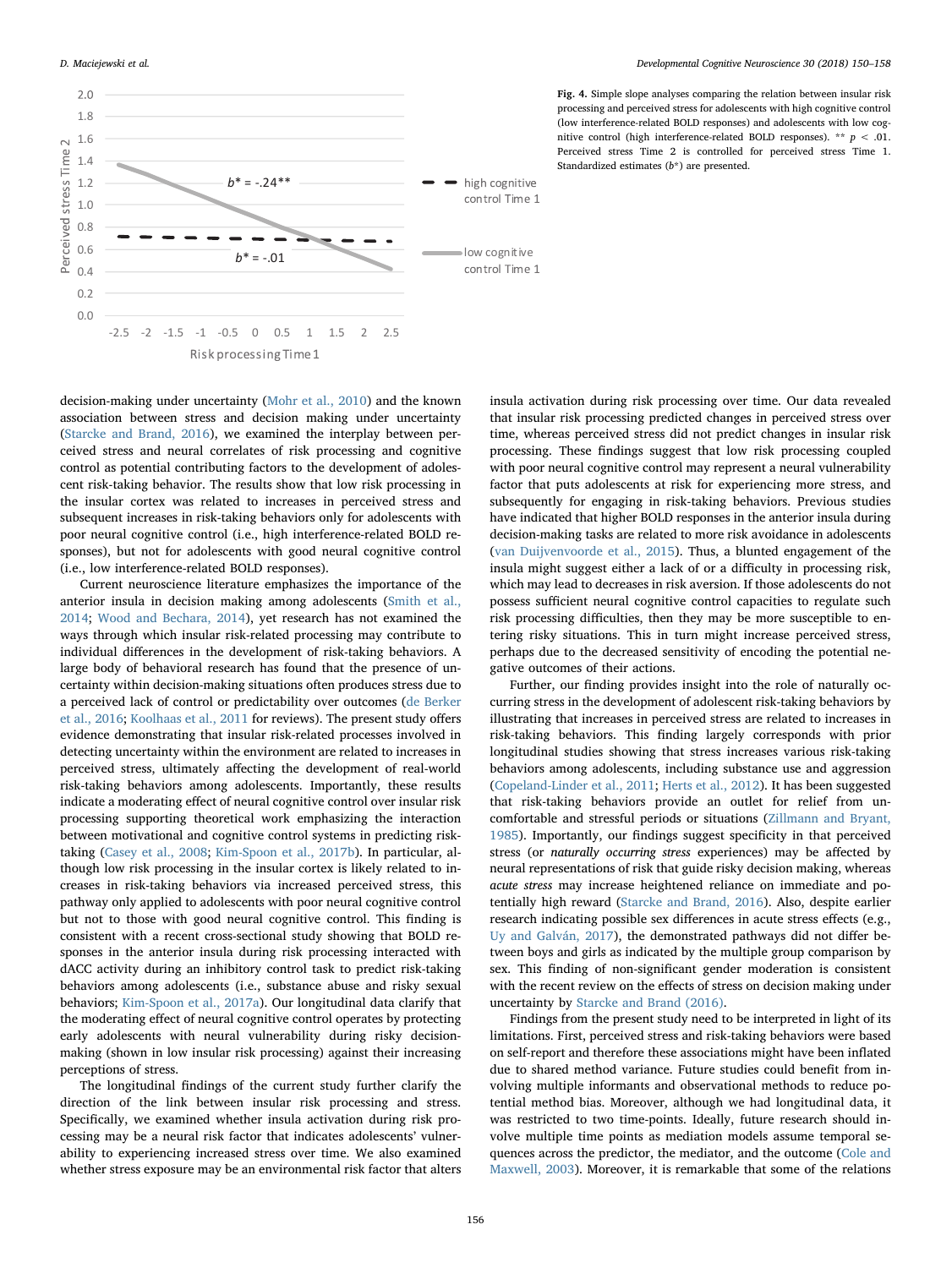Fig. 4. Simple slope analyses comparing the relation between insular risk processing and perceived stress for adolescents with high cognitive control (low interference-related BOLD responses) and adolescents with low cognitive control (high interference-related BOLD responses). ** $p < .01$. Perceived stress Time 2 is controlled for perceived stress Time 1. Standardized estimates ($b^*$) are presented.

decision-making under uncertainty (Mohr et al., 2010) and the known association between stress and decision making under uncertainty (Starcke and Brand, 2016), we examined the interplay between perceived stress and neural correlates of risk processing and cognitive control as potential contributing factors to the development of adolescent risk-taking behavior. The results show that low risk processing in the insular cortex was related to increases in perceived stress and subsequent increases in risk-taking behaviors only for adolescents with poor neural cognitive control (i.e., high interference-related BOLD responses), but not for adolescents with good neural cognitive control (i.e., low interference-related BOLD responses).

Current neuroscience literature emphasizes the importance of the anterior insula in decision making among adolescents (Smith et al., 2014; Wood and Bechara, 2014), yet research has not examined the ways through which insular risk-related processing may contribute to individual differences in the development of risk-taking behaviors. A large body of behavioral research has found that the presence of uncertainty within decision-making situations often produces stress due to a perceived lack of control or predictability over outcomes (de Berker et al., 2016; Koolhaas et al., 2011 for reviews). The present study offers evidence demonstrating that insular risk-related processes involved in detecting uncertainty within the environment are related to increases in perceived stress, ultimately affecting the development of real-world risk-taking behaviors among adolescents. Importantly, these results indicate a moderating effect of neural cognitive control over insular risk processing supporting theoretical work emphasizing the interaction between motivational and cognitive control systems in predicting risk-taking (Casey et al., 2008; Kim-Spoon et al., 2017b). In particular, although low risk processing in the insular cortex is likely related to increases in risk-taking behaviors via increased perceived stress, this pathway only applied to adolescents with poor neural cognitive control but not to those with good neural cognitive control. This finding is consistent with a recent cross-sectional study showing that BOLD responses in the anterior insula during risk processing interacted with dACC activity during an inhibitory control task to predict risk-taking behaviors among adolescents (i.e., substance abuse and risky sexual behaviors; Kim-Spoon et al., 2017a). Our longitudinal data clarify that the moderating effect of neural cognitive control operates by protecting early adolescents with neural vulnerability during risky decision-making (shown in low insular risk processing) against their increasing perceptions of stress.

The longitudinal findings of the current study further clarify the direction of the link between insular risk processing and stress. Specifically, we examined whether insula activation during risk processing may be a neural risk factor that indicates adolescents' vulnerability to experiencing increased stress over time. We also examined whether stress exposure may be an environmental risk factor that alters insula activation during risk processing over time. Our data revealed that insular risk processing predicted changes in perceived stress over time, whereas perceived stress did not predict changes in insular risk processing. These findings suggest that low risk processing coupled with poor neural cognitive control may represent a neural vulnerability factor that puts adolescents at risk for experiencing more stress, and subsequently for engaging in risk-taking behaviors. Previous studies have indicated that higher BOLD responses in the anterior insula during decision-making tasks are related to more risk avoidance in adolescents (van Duijvenvoorde et al., 2015). Thus, a blunted engagement of the insula might suggest either a lack of or a difficulty in processing risk, which may lead to decreases in risk aversion. If those adolescents do not possess sufficient neural cognitive control capacities to regulate such risk processing difficulties, then they may be more susceptible to entering risky situations. This in turn might increase perceived stress, perhaps due to the decreased sensitivity of encoding the potential negative outcomes of their actions.

Further, our finding provides insight into the role of naturally occurring stress in the development of adolescent risk-taking behaviors by illustrating that increases in perceived stress are related to increases in risk-taking behaviors. This finding largely corresponds with prior longitudinal studies showing that stress increases various risk-taking behaviors among adolescents, including substance use and aggression (Copeland-Linder et al., 2011; Herts et al., 2012). It has been suggested that risk-taking behaviors provide an outlet for relief from uncomfortable and stressful periods or situations (Zillmann and Bryant, 1985). Importantly, our findings suggest specificity in that perceived stress (or *naturally occurring stress* experiences) may be affected by neural representations of risk that guide risky decision making, whereas *acute stress* may increase heightened reliance on immediate and potentially high reward (Starcke and Brand, 2016). Also, despite earlier research indicating possible sex differences in acute stress effects (e.g., Uy and Galván, 2017), the demonstrated pathways did not differ between boys and girls as indicated by the multiple group comparison by sex. This finding of non-significant gender moderation is consistent with the recent review on the effects of stress on decision making under uncertainty by Starcke and Brand (2016).

Findings from the present study need to be interpreted in light of its limitations. First, perceived stress and risk-taking behaviors were based on self-report and therefore these associations might have been inflated due to shared method variance. Future studies could benefit from involving multiple informants and observational methods to reduce potential method bias. Moreover, although we had longitudinal data, it was restricted to two time-points. Ideally, future research should involve multiple time points as mediation models assume temporal sequences across the predictor, the mediator, and the outcome (Cole and Maxwell, 2003). Moreover, it is remarkable that some of the relations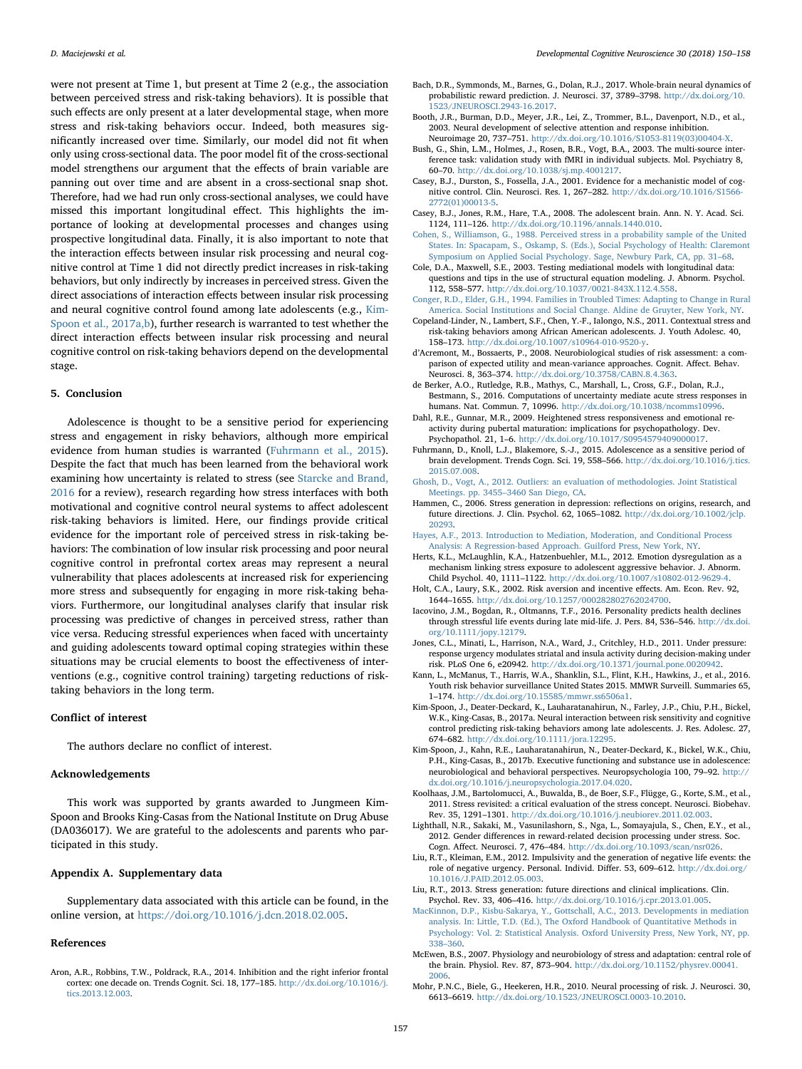were not present at Time 1, but present at Time 2 (e.g., the association between perceived stress and risk-taking behaviors). It is possible that such effects are only present at a later developmental stage, when more stress and risk-taking behaviors occur. Indeed, both measures significantly increased over time. Similarly, our model did not fit when only using cross-sectional data. The poor model fit of the cross-sectional model strengthens our argument that the effects of brain variable are panning out over time and are absent in a cross-sectional snap shot. Therefore, had we had run only cross-sectional analyses, we could have missed this important longitudinal effect. This highlights the importance of looking at developmental processes and changes using prospective longitudinal data. Finally, it is also important to note that the interaction effects between insular risk processing and neural cognitive control at Time 1 did not directly predict increases in risk-taking behaviors, but only indirectly by increases in perceived stress. Given the direct associations of interaction effects between insular risk processing and neural cognitive control found among late adolescents (e.g., Kim-Spoon et al., 2017a,b), further research is warranted to test whether the direct interaction effects between insular risk processing and neural cognitive control on risk-taking behaviors depend on the developmental stage.

## 5. Conclusion

Adolescence is thought to be a sensitive period for experiencing stress and engagement in risky behaviors, although more empirical evidence from human studies is warranted (Fuhrmann et al., 2015). Despite the fact that much has been learned from the behavioral work examining how uncertainty is related to stress (see Starcke and Brand, 2016 for a review), research regarding how stress interfaces with both motivational and cognitive control neural systems to affect adolescent risk-taking behaviors is limited. Here, our findings provide critical evidence for the important role of perceived stress in risk-taking behaviors: The combination of low insular risk processing and poor neural cognitive control in prefrontal cortex areas may represent a neural vulnerability that places adolescents at increased risk for experiencing more stress and subsequently for engaging in more risk-taking behaviors. Furthermore, our longitudinal analyses clarify that insular risk processing was predictive of changes in perceived stress, rather than vice versa. Reducing stressful experiences when faced with uncertainty and guiding adolescents toward optimal coping strategies within these situations may be crucial elements to boost the effectiveness of interventions (e.g., cognitive control training) targeting reductions of risk-taking behaviors in the long term.

## Conflict of interest

The authors declare no conflict of interest.

## Acknowledgements

This work was supported by grants awarded to Jungmeen Kim-Spoon and Brooks King-Casas from the National Institute on Drug Abuse (DA036017). We are grateful to the adolescents and parents who participated in this study.

## Appendix A. Supplementary data

Supplementary data associated with this article can be found, in the online version, at https://doi.org/10.1016/j.dcn.2018.02.005.

## References

Aron, A.R., Robbins, T.W., Poldrack, R.A., 2014. Inhibition and the right inferior frontal cortex: one decade on. Trends Cognit. Sci. 18, 177–185. http://dx.doi.org/10.1016/j.tics.2013.12.003.

Bach, D.R., Symmonds, M., Barnes, G., Dolan, R.J., 2017. Whole-brain neural dynamics of probabilistic reward prediction. J. Neurosci. 37, 3789–3798. http://dx.doi.org/10.1523/JNEUROSCI.2943-16.2017.

Booth, J.R., Burman, D.D., Meyer, J.R., Lei, Z., Trommer, B.L., Davenport, N.D., et al., 2003. Neural development of selective attention and response inhibition. Neuroimage 20, 737–751. http://dx.doi.org/10.1016/S1053-8119(03)00404-X.

Bush, G., Shin, L.M., Holmes, J., Rosen, B.R., Vogt, B.A., 2003. The multi-source interference task: validation study with fMRI in individual subjects. Mol. Psychiatry 8, 60–70. http://dx.doi.org/10.1038/sj.mp.4001217.

Casey, B.J., Durston, S., Fossella, J.A., 2001. Evidence for a mechanistic model of cognitive control. Clin. Neurosci. Res. 1, 267–282. http://dx.doi.org/10.1016/S1566-2772(01)00013-5.

Casey, B.J., Jones, R.M., Hare, T.A., 2008. The adolescent brain. Ann. N. Y. Acad. Sci. 1124, 111–126. http://dx.doi.org/10.1196/annals.1440.010.

Cohen, S., Williamson, G., 1988. Perceived stress in a probability sample of the United States. In: Spacapam, S., Oskamp, S. (Eds.), Social Psychology of Health: Claremont Symposium on Applied Social Psychology. Sage, Newbury Park, CA, pp. 31–68.

Cole, D.A., Maxwell, S.E., 2003. Testing mediational models with longitudinal data: questions and tips in the use of structural equation modeling. J. Abnorm. Psychol. 112, 558–577. http://dx.doi.org/10.1037/0021-843X.112.4.558.

Conger, R.D., Elder, G.H., 1994. Families in Troubled Times: Adapting to Change in Rural America. Social Institutions and Social Change. Aldine de Gruyter, New York, NY.

Copeland-Linder, N., Lambert, S.F., Chen, Y.-F., Ialongo, N.S., 2011. Contextual stress and risk-taking behaviors among African American adolescents. J. Youth Adolesc. 40, 158–173. http://dx.doi.org/10.1007/s10964-010-9520-y.

d'Acremont, M., Bossaerts, P., 2008. Neurobiological studies of risk assessment: a comparison of expected utility and mean-variance approaches. Cognit. Affect. Behav. Neurosci. 8, 363–374. http://dx.doi.org/10.3758/CABN.8.4.363.

de Berker, A.O., Rutledge, R.B., Mathys, C., Marshall, L., Cross, G.F., Dolan, R.J., Bestmann, S., 2016. Computations of uncertainty mediate acute stress responses in humans. Nat. Commun. 7, 10996. http://dx.doi.org/10.1038/ncomms10996.

Dahl, R.E., Gunnar, M.R., 2009. Heightened stress responsiveness and emotional reactivity during pubertal maturation: implications for psychopathology. Dev. Psychopathol. 21, 1–6. http://dx.doi.org/10.1017/S0954579409000017.

Fuhrmann, D., Knoll, L.J., Blakemore, S.-J., 2015. Adolescence as a sensitive period of brain development. Trends Cogn. Sci. 19, 558–566. http://dx.doi.org/10.1016/j.tics.2015.07.008.

Ghosh, D., Vogt, A., 2012. Outliers: an evaluation of methodologies. Joint Statistical Meetings. pp. 3455–3460 San Diego, CA.

Hammen, C., 2006. Stress generation in depression: reflections on origins, research, and future directions. J. Clin. Psychol. 62, 1065–1082. http://dx.doi.org/10.1002/jclp.20293.

Hayes, A.F., 2013. Introduction to Mediation, Moderation, and Conditional Process Analysis: A Regression-based Approach. Guilford Press, New York, NY.

Herts, K.L., McLaughlin, K.A., Hatzenbuehler, M.L., 2012. Emotion dysregulation as a mechanism linking stress exposure to adolescent aggressive behavior. J. Abnorm. Child Psychol. 40, 1111–1122. http://dx.doi.org/10.1007/s10802-012-9629-4.

Holt, C.A., Laury, S.K., 2002. Risk aversion and incentive effects. Am. Econ. Rev. 92, 1644–1655. http://dx.doi.org/10.1257/000282802762024700.

Iacovino, J.M., Bogdan, R., Oltmanns, T.F., 2016. Personality predicts health declines through stressful life events during late mid-life. J. Pers. 84, 536–546. http://dx.doi.org/10.1111/jopy.12179.

Jones, C.L., Minati, L., Harrison, N.A., Ward, J., Critchley, H.D., 2011. Under pressure: response urgency modulates striatal and insula activity during decision-making under risk. PLoS One 6, e20942. http://dx.doi.org/10.1371/journal.pone.0020942.

Kann, L., McManus, T., Harris, W.A., Shanklin, S.L., Flint, K.H., Hawkins, J., et al., 2016. Youth risk behavior surveillance United States 2015. MMWR Surveill. Summaries 65, 1–174. http://dx.doi.org/10.15585/mmwr.ss6506a1.

Kim-Spoon, J., Deater-Deckard, K., Lauharatanahirun, N., Farley, J.P., Chiu, P.H., Bickel, W.K., King-Casas, B., 2017a. Neural interaction between risk sensitivity and cognitive control predicting risk-taking behaviors among late adolescents. J. Res. Adolesc. 27, 674–682. http://dx.doi.org/10.1111/jora.12295.

Kim-Spoon, J., Kahn, R.E., Lauharatanahirun, N., Deater-Deckard, K., Bickel, W.K., Chiu, P.H., King-Casas, B., 2017b. Executive functioning and substance use in adolescence: neurobiological and behavioral perspectives. Neuropsychologia 100, 79–92. http://dx.doi.org/10.1016/j.neuropsychologia.2017.04.020.

Koolhaas, J.M., Bartolomucci, A., Buwalda, B., de Boer, S.F., Flügge, G., Korte, S.M., et al., 2011. Stress revisited: a critical evaluation of the stress concept. Neurosci. Biobehav. Rev. 35, 1291–1301. http://dx.doi.org/10.1016/j.neubiorev.2011.02.003.

Lighthall, N.R., Sakaki, M., Vasunilashorn, S., Nga, L., Somayajula, S., Chen, E.Y., et al., 2012. Gender differences in reward-related decision processing under stress. Soc. Cogn. Affect. Neurosci. 7, 476–484. http://dx.doi.org/10.1093/scan/nsr026.

Liu, R.T., Kleiman, E.M., 2012. Impulsivity and the generation of negative life events: the role of negative urgency. Personal. Individ. Differ. 53, 609–612. http://dx.doi.org/10.1016/J.PAID.2012.05.003.

Liu, R.T., 2013. Stress generation: future directions and clinical implications. Clin. Psychol. Rev. 33, 406–416. http://dx.doi.org/10.1016/j.cpr.2013.01.005.

MacKinnon, D.P., Kisbu-Sakarya, Y., Gottschall, A.C., 2013. Developments in mediation analysis. In: Little, T.D. (Ed.), The Oxford Handbook of Quantitative Methods in Psychology: Vol. 2: Statistical Analysis. Oxford University Press, New York, NY, pp. 338–360.

McEwen, B.S., 2007. Physiology and neurobiology of stress and adaptation: central role of the brain. Physiol. Rev. 87, 873–904. http://dx.doi.org/10.1152/physrev.00041.2006.

Mohr, P.N.C., Biele, G., Heekeren, H.R., 2010. Neural processing of risk. J. Neurosci. 30, 6613–6619. http://dx.doi.org/10.1523/JNEUROSCI.0003-10.2010.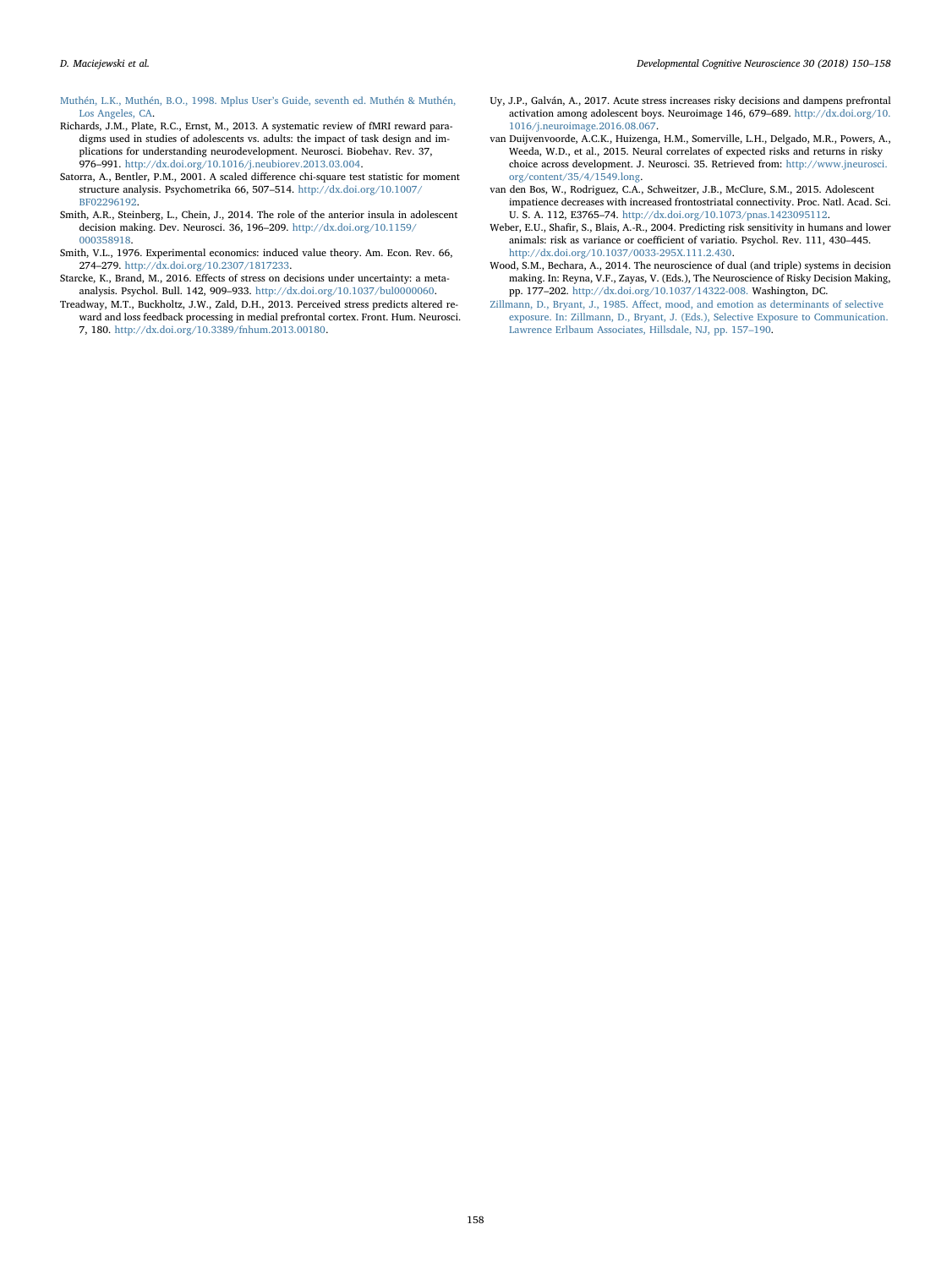Muthén, L.K., Muthén, B.O., 1998. Mplus User's Guide, seventh ed. Muthén & Muthén, Los Angeles, CA.

Richards, J.M., Plate, R.C., Ernst, M., 2013. A systematic review of fMRI reward paradigms used in studies of adolescents vs. adults: the impact of task design and implications for understanding neurodevelopment. Neurosci. Biobehav. Rev. 37, 976–991. http://dx.doi.org/10.1016/j.neubiorev.2013.03.004.

Satorra, A., Bentler, P.M., 2001. A scaled difference chi-square test statistic for moment structure analysis. Psychometrika 66, 507–514. http://dx.doi.org/10.1007/BF02296192.

Smith, A.R., Steinberg, L., Chein, J., 2014. The role of the anterior insula in adolescent decision making. Dev. Neurosci. 36, 196–209. http://dx.doi.org/10.1159/000358918.

Smith, V.L., 1976. Experimental economics: induced value theory. Am. Econ. Rev. 66, 274–279. http://dx.doi.org/10.2307/1817233.

Starcke, K., Brand, M., 2016. Effects of stress on decisions under uncertainty: a meta-analysis. Psychol. Bull. 142, 909–933. http://dx.doi.org/10.1037/bul0000060.

Treadway, M.T., Buckholtz, J.W., Zald, D.H., 2013. Perceived stress predicts altered reward and loss feedback processing in medial prefrontal cortex. Front. Hum. Neurosci. 7, 180. http://dx.doi.org/10.3389/fnhum.2013.00180.

Uy, J.P., Galván, A., 2017. Acute stress increases risky decisions and dampens prefrontal activation among adolescent boys. Neuroimage 146, 679–689. http://dx.doi.org/10.1016/j.neuroimage.2016.08.067.

van Duijvenvoorde, A.C.K., Huizenga, H.M., Somerville, L.H., Delgado, M.R., Powers, A., Weeda, W.D., et al., 2015. Neural correlates of expected risks and returns in risky choice across development. J. Neurosci. 35. Retrieved from: http://www.jneurosci.org/content/35/4/1549.long.

van den Bos, W., Rodriguez, C.A., Schweitzer, J.B., McClure, S.M., 2015. Adolescent impatience decreases with increased frontostriatal connectivity. Proc. Natl. Acad. Sci. U. S. A. 112, E3765–74. http://dx.doi.org/10.1073/pnas.1423095112.

Weber, E.U., Shafir, S., Blais, A.-R., 2004. Predicting risk sensitivity in humans and lower animals: risk as variance or coefficient of variatio. Psychol. Rev. 111, 430–445. http://dx.doi.org/10.1037/0033-295X.111.2.430.

Wood, S.M., Bechara, A., 2014. The neuroscience of dual (and triple) systems in decision making. In: Reyna, V.F., Zayas, V. (Eds.), The Neuroscience of Risky Decision Making, pp. 177–202. http://dx.doi.org/10.1037/14322-008. Washington, DC.

Zillmann, D., Bryant, J., 1985. Affect, mood, and emotion as determinants of selective exposure. In: Zillmann, D., Bryant, J. (Eds.), Selective Exposure to Communication. Lawrence Erlbaum Associates, Hillsdale, NJ, pp. 157–190.